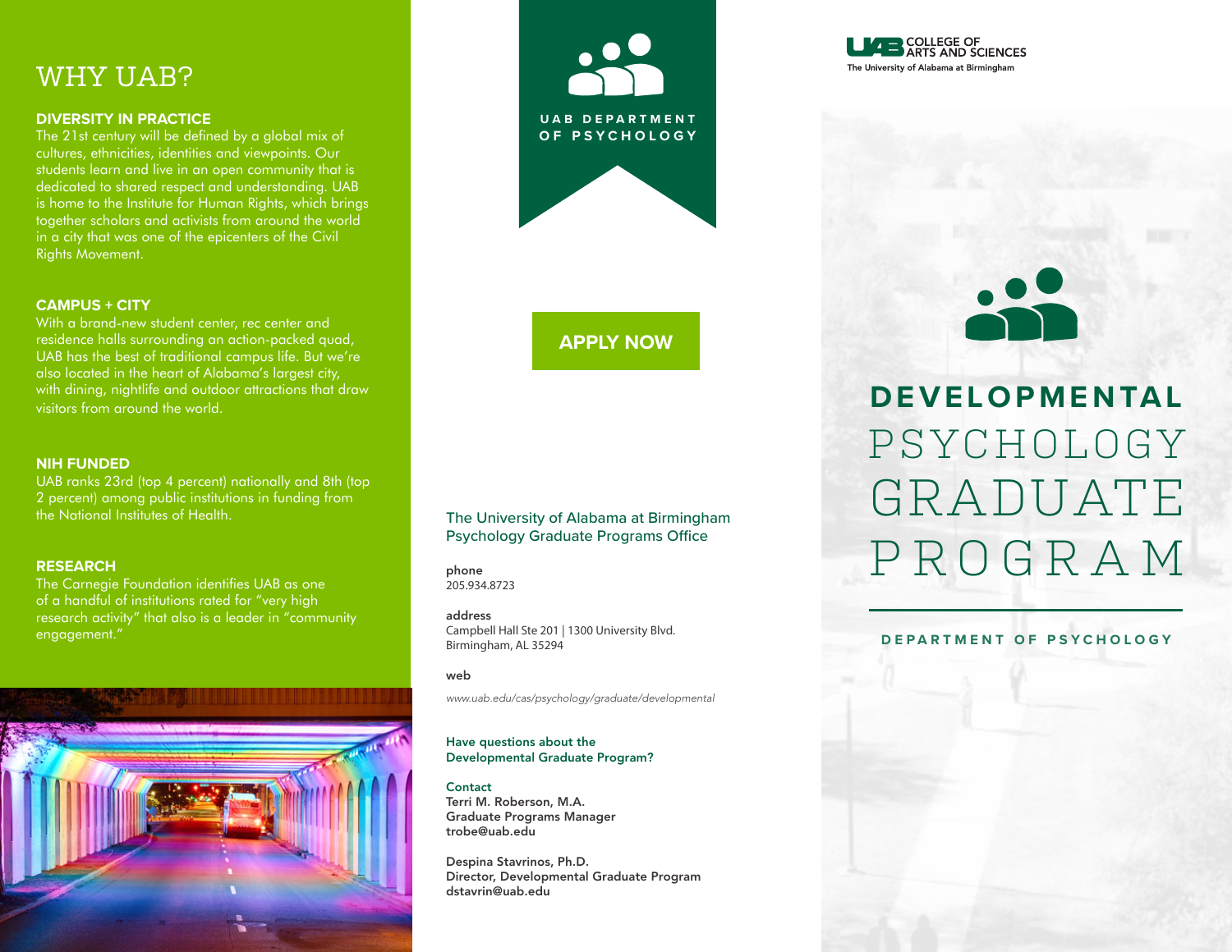# WHY UAB?

**DIVERSITY IN PRACTICE**

The 21st century will be defined by a global mix of cultures, ethnicities, identities and viewpoints. Our students learn and live in an open community that is dedicated to shared respect and understanding. UAB is home to the Institute for Human Rights, which brings together scholars and activists from around the world in a city that was one of the epicenters of the Civil Rights Movement.

**CAMPUS + CITY**

With a brand-new student center, rec center and residence halls surrounding an action-packed quad, UAB has the best of traditional campus life. But we're also located in the heart of Alabama's largest city, with dining, nightlife and outdoor attractions that draw visitors from around the world.

**NIH FUNDED**

UAB ranks 23rd (top 4 percent) nationally and 8th (top 2 percent) among public institutions in funding from the National Institutes of Health.

**RESEARCH**

The Carnegie Foundation identifies UAB as one of a handful of institutions rated for "very high research activity" that also is a leader in "community engagement."

UAB DEPARTMENT OF PSYCHOLOGY

**APPLY NOW**

The University of Alabama at Birmingham
Psychology Graduate Programs Office

**phone**
205.934.8723

**address**
Campbell Hall Ste 201 | 1300 University Blvd.
Birmingham, AL 35294

**web**
*www.uab.edu/cas/psychology/graduate/developmental*

**Have questions about the Developmental Graduate Program?**

**Contact**
**Terri M. Roberson, M.A.**
**Graduate Programs Manager**
**trobe@uab.edu**

**Despina Stavrinos, Ph.D.**
**Director, Developmental Graduate Program**
**dstavrin@uab.edu**

UAB COLLEGE OF ARTS AND SCIENCES
The University of Alabama at Birmingham

# DEVELOPMENTAL PSYCHOLOGY GRADUATE PROGRAM

DEPARTMENT OF PSYCHOLOGY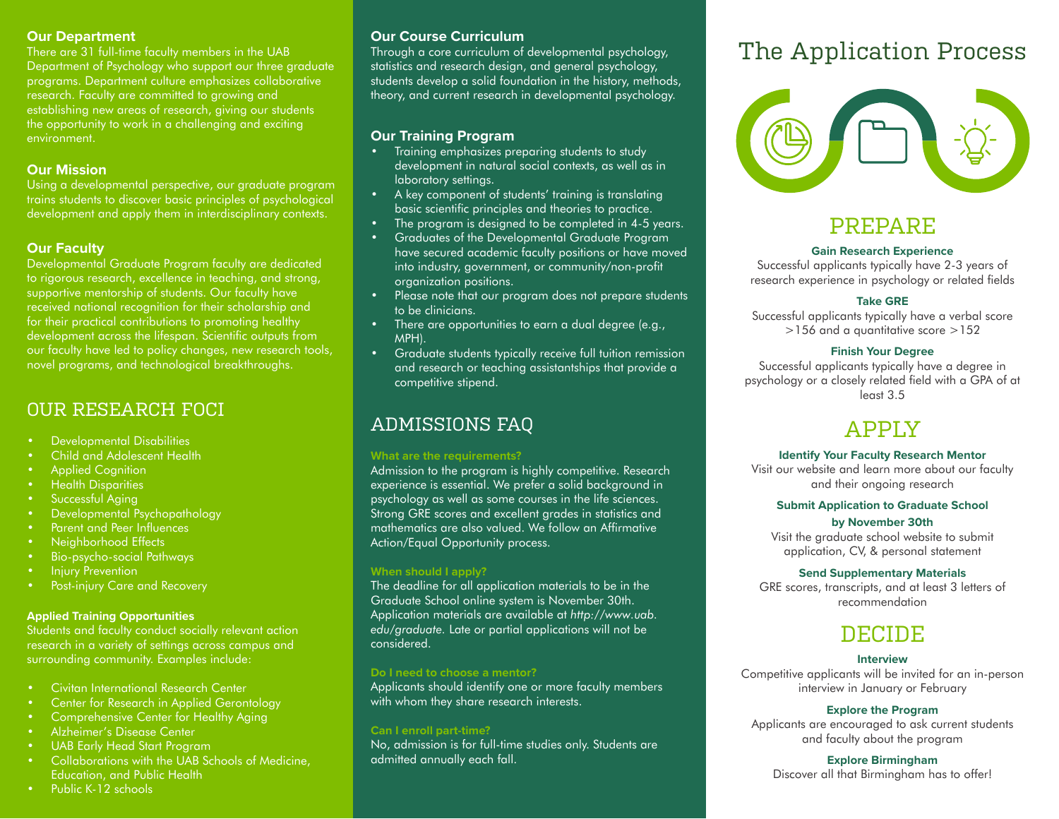### Our Department

There are 31 full-time faculty members in the UAB Department of Psychology who support our three graduate programs. Department culture emphasizes collaborative research. Faculty are committed to growing and establishing new areas of research, giving our students the opportunity to work in a challenging and exciting environment.

### Our Mission

Using a developmental perspective, our graduate program trains students to discover basic principles of psychological development and apply them in interdisciplinary contexts.

### Our Faculty

Developmental Graduate Program faculty are dedicated to rigorous research, excellence in teaching, and strong, supportive mentorship of students. Our faculty have received national recognition for their scholarship and for their practical contributions to promoting healthy development across the lifespan. Scientific outputs from our faculty have led to policy changes, new research tools, novel programs, and technological breakthroughs.

## OUR RESEARCH FOCI

- Developmental Disabilities
- Child and Adolescent Health
- Applied Cognition
- Health Disparities
- Successful Aging
- Developmental Psychopathology
- Parent and Peer Influences
- Neighborhood Effects
- Bio-psycho-social Pathways
- Injury Prevention
- Post-injury Care and Recovery

**Applied Training Opportunities**

Students and faculty conduct socially relevant action research in a variety of settings across campus and surrounding community. Examples include:

- Civitan International Research Center
- Center for Research in Applied Gerontology
- Comprehensive Center for Healthy Aging
- Alzheimer's Disease Center
- UAB Early Head Start Program
- Collaborations with the UAB Schools of Medicine, Education, and Public Health
- Public K-12 schools

### Our Course Curriculum

Through a core curriculum of developmental psychology, statistics and research design, and general psychology, students develop a solid foundation in the history, methods, theory, and current research in developmental psychology.

### Our Training Program

- Training emphasizes preparing students to study development in natural social contexts, as well as in laboratory settings.
- A key component of students' training is translating basic scientific principles and theories to practice.
- The program is designed to be completed in 4-5 years.
- Graduates of the Developmental Graduate Program have secured academic faculty positions or have moved into industry, government, or community/non-profit organization positions.
- Please note that our program does not prepare students to be clinicians.
- There are opportunities to earn a dual degree (e.g., MPH).
- Graduate students typically receive full tuition remission and research or teaching assistantships that provide a competitive stipend.

## ADMISSIONS FAQ

**What are the requirements?**

Admission to the program is highly competitive. Research experience is essential. We prefer a solid background in psychology as well as some courses in the life sciences. Strong GRE scores and excellent grades in statistics and mathematics are also valued. We follow an Affirmative Action/Equal Opportunity process.

**When should I apply?**

The deadline for all application materials to be in the Graduate School online system is November 30th. Application materials are available at *http://www.uab.edu/graduate.* Late or partial applications will not be considered.

**Do I need to choose a mentor?**

Applicants should identify one or more faculty members with whom they share research interests.

**Can I enroll part-time?**

No, admission is for full-time studies only. Students are admitted annually each fall.

# The Application Process

## PREPARE

**Gain Research Experience**

Successful applicants typically have 2-3 years of research experience in psychology or related fields

**Take GRE**

Successful applicants typically have a verbal score >156 and a quantitative score >152

**Finish Your Degree**

Successful applicants typically have a degree in psychology or a closely related field with a GPA of at least 3.5

## APPLY

**Identify Your Faculty Research Mentor**

Visit our website and learn more about our faculty and their ongoing research

**Submit Application to Graduate School by November 30th**

Visit the graduate school website to submit application, CV, & personal statement

**Send Supplementary Materials**

GRE scores, transcripts, and at least 3 letters of recommendation

## DECIDE

**Interview**

Competitive applicants will be invited for an in-person interview in January or February

**Explore the Program**

Applicants are encouraged to ask current students and faculty about the program

**Explore Birmingham**

Discover all that Birmingham has to offer!